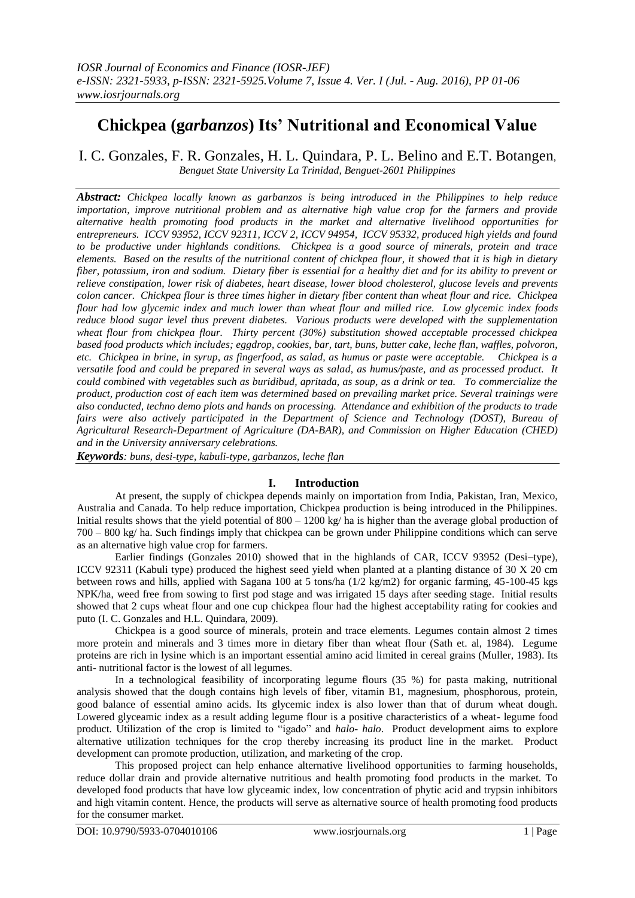# Chickpea (g*arbanzos*) Its' Nutritional and Economical Value

I. C. Gonzales, F. R. Gonzales, H. L. Quindara, P. L. Belino and E.T. Botangen,

*Benguet State University La Trinidad, Benguet-2601 Philippines*

***Abstract:*** *Chickpea locally known as garbanzos is being introduced in the Philippines to help reduce importation, improve nutritional problem and as alternative high value crop for the farmers and provide alternative health promoting food products in the market and alternative livelihood opportunities for entrepreneurs. ICCV 93952, ICCV 92311, ICCV 2, ICCV 94954, ICCV 95332, produced high yields and found to be productive under highlands conditions. Chickpea is a good source of minerals, protein and trace elements. Based on the results of the nutritional content of chickpea flour, it showed that it is high in dietary fiber, potassium, iron and sodium. Dietary fiber is essential for a healthy diet and for its ability to prevent or relieve constipation, lower risk of diabetes, heart disease, lower blood cholesterol, glucose levels and prevents colon cancer. Chickpea flour is three times higher in dietary fiber content than wheat flour and rice. Chickpea flour had low glycemic index and much lower than wheat flour and milled rice. Low glycemic index foods reduce blood sugar level thus prevent diabetes. Various products were developed with the supplementation wheat flour from chickpea flour. Thirty percent (30%) substitution showed acceptable processed chickpea based food products which includes; eggdrop, cookies, bar, tart, buns, butter cake, leche flan, waffles, polvoron, etc. Chickpea in brine, in syrup, as fingerfood, as salad, as humus or paste were acceptable. Chickpea is a versatile food and could be prepared in several ways as salad, as humus/paste, and as processed product. It could combined with vegetables such as buridibud, apritada, as soup, as a drink or tea. To commercialize the product, production cost of each item was determined based on prevailing market price. Several trainings were also conducted, techno demo plots and hands on processing. Attendance and exhibition of the products to trade fairs were also actively participated in the Department of Science and Technology (DOST), Bureau of Agricultural Research-Department of Agriculture (DA-BAR), and Commission on Higher Education (CHED) and in the University anniversary celebrations.*

***Keywords****: buns, desi-type, kabuli-type, garbanzos, leche flan*

## I. Introduction

At present, the supply of chickpea depends mainly on importation from India, Pakistan, Iran, Mexico, Australia and Canada. To help reduce importation, Chickpea production is being introduced in the Philippines. Initial results shows that the yield potential of 800 – 1200 kg/ ha is higher than the average global production of 700 – 800 kg/ ha. Such findings imply that chickpea can be grown under Philippine conditions which can serve as an alternative high value crop for farmers.

Earlier findings (Gonzales 2010) showed that in the highlands of CAR, ICCV 93952 (Desi–type), ICCV 92311 (Kabuli type) produced the highest seed yield when planted at a planting distance of 30 X 20 cm between rows and hills, applied with Sagana 100 at 5 tons/ha (1/2 kg/m2) for organic farming, 45-100-45 kgs NPK/ha, weed free from sowing to first pod stage and was irrigated 15 days after seeding stage. Initial results showed that 2 cups wheat flour and one cup chickpea flour had the highest acceptability rating for cookies and puto (I. C. Gonzales and H.L. Quindara, 2009).

Chickpea is a good source of minerals, protein and trace elements. Legumes contain almost 2 times more protein and minerals and 3 times more in dietary fiber than wheat flour (Sath et. al, 1984). Legume proteins are rich in lysine which is an important essential amino acid limited in cereal grains (Muller, 1983). Its anti- nutritional factor is the lowest of all legumes.

In a technological feasibility of incorporating legume flours (35 %) for pasta making, nutritional analysis showed that the dough contains high levels of fiber, vitamin B1, magnesium, phosphorous, protein, good balance of essential amino acids. Its glycemic index is also lower than that of durum wheat dough. Lowered glyceamic index as a result adding legume flour is a positive characteristics of a wheat- legume food product. Utilization of the crop is limited to "igado" and *halo- halo*. Product development aims to explore alternative utilization techniques for the crop thereby increasing its product line in the market. Product development can promote production, utilization, and marketing of the crop.

This proposed project can help enhance alternative livelihood opportunities to farming households, reduce dollar drain and provide alternative nutritious and health promoting food products in the market. To developed food products that have low glyceamic index, low concentration of phytic acid and trypsin inhibitors and high vitamin content. Hence, the products will serve as alternative source of health promoting food products for the consumer market.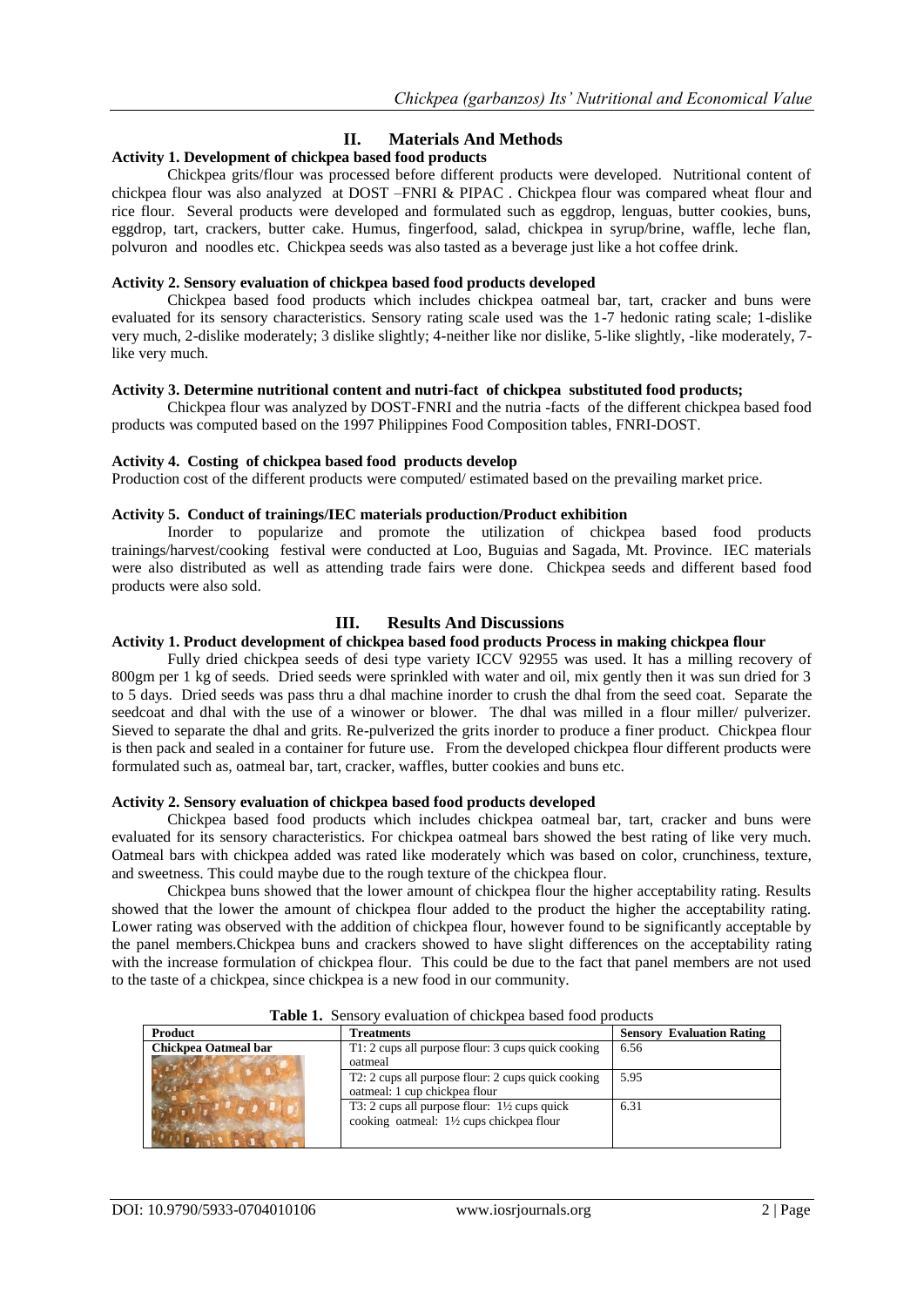## II. Materials And Methods

### Activity 1. Development of chickpea based food products

Chickpea grits/flour was processed before different products were developed. Nutritional content of chickpea flour was also analyzed at DOST –FNRI & PIPAC . Chickpea flour was compared wheat flour and rice flour. Several products were developed and formulated such as eggdrop, lenguas, butter cookies, buns, eggdrop, tart, crackers, butter cake. Humus, fingerfood, salad, chickpea in syrup/brine, waffle, leche flan, polvuron and noodles etc. Chickpea seeds was also tasted as a beverage just like a hot coffee drink.

### Activity 2. Sensory evaluation of chickpea based food products developed

Chickpea based food products which includes chickpea oatmeal bar, tart, cracker and buns were evaluated for its sensory characteristics. Sensory rating scale used was the 1-7 hedonic rating scale; 1-dislike very much, 2-dislike moderately; 3 dislike slightly; 4-neither like nor dislike, 5-like slightly, -like moderately, 7-like very much.

### Activity 3. Determine nutritional content and nutri-fact of chickpea substituted food products;

Chickpea flour was analyzed by DOST-FNRI and the nutria -facts of the different chickpea based food products was computed based on the 1997 Philippines Food Composition tables, FNRI-DOST.

### Activity 4. Costing of chickpea based food products develop

Production cost of the different products were computed/ estimated based on the prevailing market price.

### Activity 5. Conduct of trainings/IEC materials production/Product exhibition

Inorder to popularize and promote the utilization of chickpea based food products trainings/harvest/cooking festival were conducted at Loo, Buguias and Sagada, Mt. Province. IEC materials were also distributed as well as attending trade fairs were done. Chickpea seeds and different based food products were also sold.

## III. Results And Discussions

### Activity 1. Product development of chickpea based food products Process in making chickpea flour

Fully dried chickpea seeds of desi type variety ICCV 92955 was used. It has a milling recovery of 800gm per 1 kg of seeds. Dried seeds were sprinkled with water and oil, mix gently then it was sun dried for 3 to 5 days. Dried seeds was pass thru a dhal machine inorder to crush the dhal from the seed coat. Separate the seedcoat and dhal with the use of a winower or blower. The dhal was milled in a flour miller/ pulverizer. Sieved to separate the dhal and grits. Re-pulverized the grits inorder to produce a finer product. Chickpea flour is then pack and sealed in a container for future use. From the developed chickpea flour different products were formulated such as, oatmeal bar, tart, cracker, waffles, butter cookies and buns etc.

### Activity 2. Sensory evaluation of chickpea based food products developed

Chickpea based food products which includes chickpea oatmeal bar, tart, cracker and buns were evaluated for its sensory characteristics. For chickpea oatmeal bars showed the best rating of like very much. Oatmeal bars with chickpea added was rated like moderately which was based on color, crunchiness, texture, and sweetness. This could maybe due to the rough texture of the chickpea flour.

Chickpea buns showed that the lower amount of chickpea flour the higher acceptability rating. Results showed that the lower the amount of chickpea flour added to the product the higher the acceptability rating. Lower rating was observed with the addition of chickpea flour, however found to be significantly acceptable by the panel members.Chickpea buns and crackers showed to have slight differences on the acceptability rating with the increase formulation of chickpea flour. This could be due to the fact that panel members are not used to the taste of a chickpea, since chickpea is a new food in our community.

**Table 1.** Sensory evaluation of chickpea based food products

| Product | Treatments | Sensory Evaluation Rating |
|---|---|---|
| Chickpea Oatmeal bar | T1: 2 cups all purpose flour: 3 cups quick cooking oatmeal | 6.56 |
| | T2: 2 cups all purpose flour: 2 cups quick cooking oatmeal: 1 cup chickpea flour | 5.95 |
| | T3: 2 cups all purpose flour: 1½ cups quick cooking oatmeal: 1½ cups chickpea flour | 6.31 |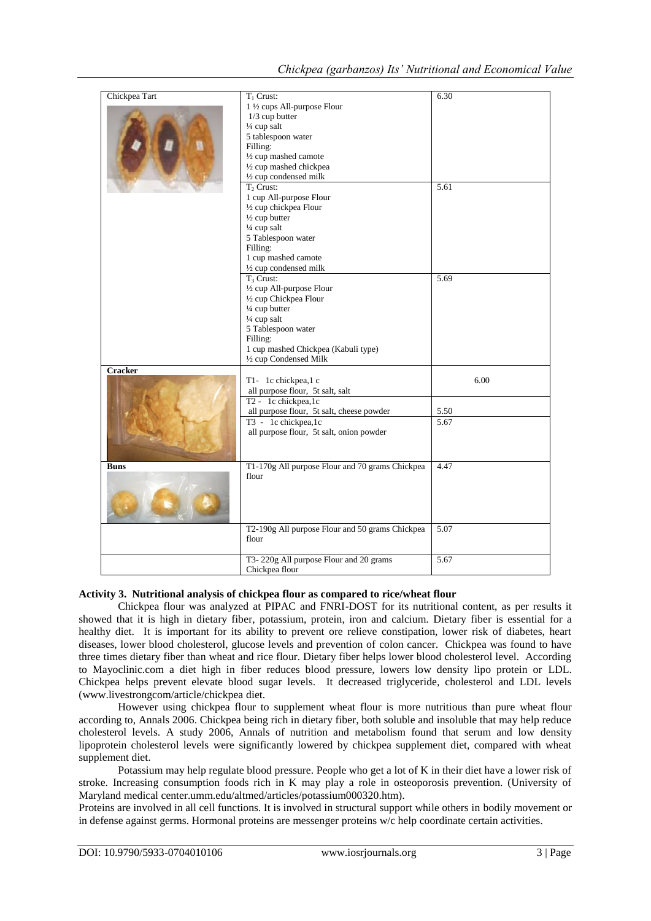| Chickpea Tart | $T_1$ Crust:<br>1 ½ cups All-purpose Flour<br>1/3 cup butter<br>¼ cup salt<br>5 tablespoon water<br>Filling:<br>½ cup mashed camote<br>½ cup mashed chickpea<br>½ cup condensed milk | 6.30 |
|---|---|---|
| | $T_2$ Crust:<br>1 cup All-purpose Flour<br>½ cup chickpea Flour<br>½ cup butter<br>¼ cup salt<br>5 Tablespoon water<br>Filling:<br>1 cup mashed camote<br>½ cup condensed milk | 5.61 |
| | $T_3$ Crust:<br>½ cup All-purpose Flour<br>½ cup Chickpea Flour<br>¼ cup butter<br>¼ cup salt<br>5 Tablespoon water<br>Filling:<br>1 cup mashed Chickpea (Kabuli type)<br>½ cup Condensed Milk | 5.69 |
| **Cracker** | T1- 1c chickpea,1 c all purpose flour, 5t salt, salt | 6.00 |
| | T2 - 1c chickpea,1c all purpose flour, 5t salt, cheese powder | 5.50 |
| | T3 - 1c chickpea,1c all purpose flour, 5t salt, onion powder | 5.67 |
| **Buns** | T1-170g All purpose Flour and 70 grams Chickpea flour | 4.47 |
| | T2-190g All purpose Flour and 50 grams Chickpea flour | 5.07 |
| | T3- 220g All purpose Flour and 20 grams Chickpea flour | 5.67 |

### Activity 3. Nutritional analysis of chickpea flour as compared to rice/wheat flour

Chickpea flour was analyzed at PIPAC and FNRI-DOST for its nutritional content, as per results it showed that it is high in dietary fiber, potassium, protein, iron and calcium. Dietary fiber is essential for a healthy diet. It is important for its ability to prevent ore relieve constipation, lower risk of diabetes, heart diseases, lower blood cholesterol, glucose levels and prevention of colon cancer. Chickpea was found to have three times dietary fiber than wheat and rice flour. Dietary fiber helps lower blood cholesterol level. According to Mayoclinic.com a diet high in fiber reduces blood pressure, lowers low density lipo protein or LDL. Chickpea helps prevent elevate blood sugar levels. It decreased triglyceride, cholesterol and LDL levels (www.livestrongcom/article/chickpea diet.

However using chickpea flour to supplement wheat flour is more nutritious than pure wheat flour according to, Annals 2006. Chickpea being rich in dietary fiber, both soluble and insoluble that may help reduce cholesterol levels. A study 2006, Annals of nutrition and metabolism found that serum and low density lipoprotein cholesterol levels were significantly lowered by chickpea supplement diet, compared with wheat supplement diet.

Potassium may help regulate blood pressure. People who get a lot of K in their diet have a lower risk of stroke. Increasing consumption foods rich in K may play a role in osteoporosis prevention. (University of Maryland medical center.umm.edu/altmed/articles/potassium000320.htm).

Proteins are involved in all cell functions. It is involved in structural support while others in bodily movement or in defense against germs. Hormonal proteins are messenger proteins w/c help coordinate certain activities.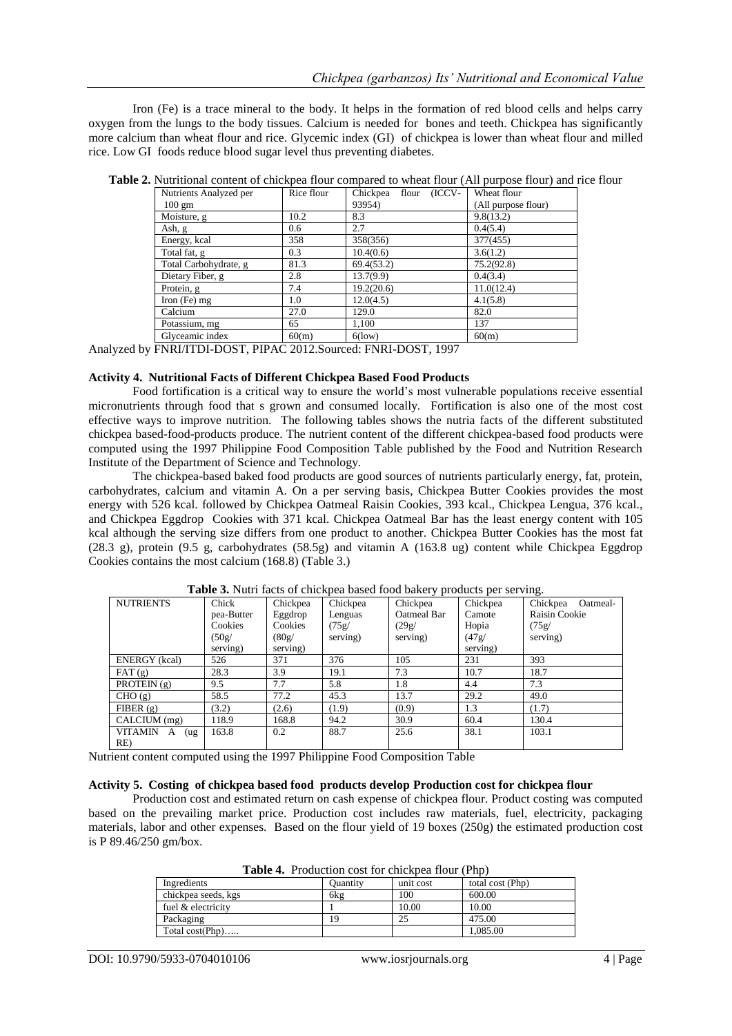Iron (Fe) is a trace mineral to the body. It helps in the formation of red blood cells and helps carry oxygen from the lungs to the body tissues. Calcium is needed for bones and teeth. Chickpea has significantly more calcium than wheat flour and rice. Glycemic index (GI) of chickpea is lower than wheat flour and milled rice. Low GI foods reduce blood sugar level thus preventing diabetes.

**Table 2.** Nutritional content of chickpea flour compared to wheat flour (All purpose flour) and rice flour

| Nutrients Analyzed per 100 gm | Rice flour | Chickpea flour (ICCV-93954) | Wheat flour (All purpose flour) |
|---|---|---|---|
| Moisture, g | 10.2 | 8.3 | 9.8(13.2) |
| Ash, g | 0.6 | 2.7 | 0.4(5.4) |
| Energy, kcal | 358 | 358(356) | 377(455) |
| Total fat, g | 0.3 | 10.4(0.6) | 3.6(1.2) |
| Total Carbohydrate, g | 81.3 | 69.4(53.2) | 75.2(92.8) |
| Dietary Fiber, g | 2.8 | 13.7(9.9) | 0.4(3.4) |
| Protein, g | 7.4 | 19.2(20.6) | 11.0(12.4) |
| Iron (Fe) mg | 1.0 | 12.0(4.5) | 4.1(5.8) |
| Calcium | 27.0 | 129.0 | 82.0 |
| Potassium, mg | 65 | 1,100 | 137 |
| Glyceamic index | 60(m) | 6(low) | 60(m) |

Analyzed by FNRI/ITDI-DOST, PIPAC 2012.Sourced: FNRI-DOST, 1997

**Activity 4. Nutritional Facts of Different Chickpea Based Food Products**

Food fortification is a critical way to ensure the world's most vulnerable populations receive essential micronutrients through food that s grown and consumed locally. Fortification is also one of the most cost effective ways to improve nutrition. The following tables shows the nutria facts of the different substituted chickpea based-food-products produce. The nutrient content of the different chickpea-based food products were computed using the 1997 Philippine Food Composition Table published by the Food and Nutrition Research Institute of the Department of Science and Technology.

The chickpea-based baked food products are good sources of nutrients particularly energy, fat, protein, carbohydrates, calcium and vitamin A. On a per serving basis, Chickpea Butter Cookies provides the most energy with 526 kcal. followed by Chickpea Oatmeal Raisin Cookies, 393 kcal., Chickpea Lengua, 376 kcal., and Chickpea Eggdrop Cookies with 371 kcal. Chickpea Oatmeal Bar has the least energy content with 105 kcal although the serving size differs from one product to another. Chickpea Butter Cookies has the most fat (28.3 g), protein (9.5 g, carbohydrates (58.5g) and vitamin A (163.8 ug) content while Chickpea Eggdrop Cookies contains the most calcium (168.8) (Table 3.)

**Table 3.** Nutri facts of chickpea based food bakery products per serving.

| NUTRIENTS | Chick pea-Butter Cookies (50g/ serving) | Chickpea Eggdrop Cookies (80g/ serving) | Chickpea Lenguas (75g/ serving) | Chickpea Oatmeal Bar (29g/ serving) | Chickpea Camote Hopia (47g/ serving) | Chickpea Oatmeal-Raisin Cookie (75g/ serving) |
|---|---|---|---|---|---|---|
| ENERGY (kcal) | 526 | 371 | 376 | 105 | 231 | 393 |
| FAT (g) | 28.3 | 3.9 | 19.1 | 7.3 | 10.7 | 18.7 |
| PROTEIN (g) | 9.5 | 7.7 | 5.8 | 1.8 | 4.4 | 7.3 |
| CHO (g) | 58.5 | 77.2 | 45.3 | 13.7 | 29.2 | 49.0 |
| FIBER (g) | (3.2) | (2.6) | (1.9) | (0.9) | 1.3 | (1.7) |
| CALCIUM (mg) | 118.9 | 168.8 | 94.2 | 30.9 | 60.4 | 130.4 |
| VITAMIN A (ug RE) | 163.8 | 0.2 | 88.7 | 25.6 | 38.1 | 103.1 |

Nutrient content computed using the 1997 Philippine Food Composition Table

**Activity 5. Costing of chickpea based food products develop Production cost for chickpea flour**

Production cost and estimated return on cash expense of chickpea flour. Product costing was computed based on the prevailing market price. Production cost includes raw materials, fuel, electricity, packaging materials, labor and other expenses. Based on the flour yield of 19 boxes (250g) the estimated production cost is P 89.46/250 gm/box.

**Table 4.** Production cost for chickpea flour (Php)

| Ingredients | Quantity | unit cost | total cost (Php) |
|---|---|---|---|
| chickpea seeds, kgs | 6kg | 100 | 600.00 |
| fuel & electricity | 1 | 10.00 | 10.00 |
| Packaging | 19 | 25 | 475.00 |
| Total cost(Php)….. | | | 1,085.00 |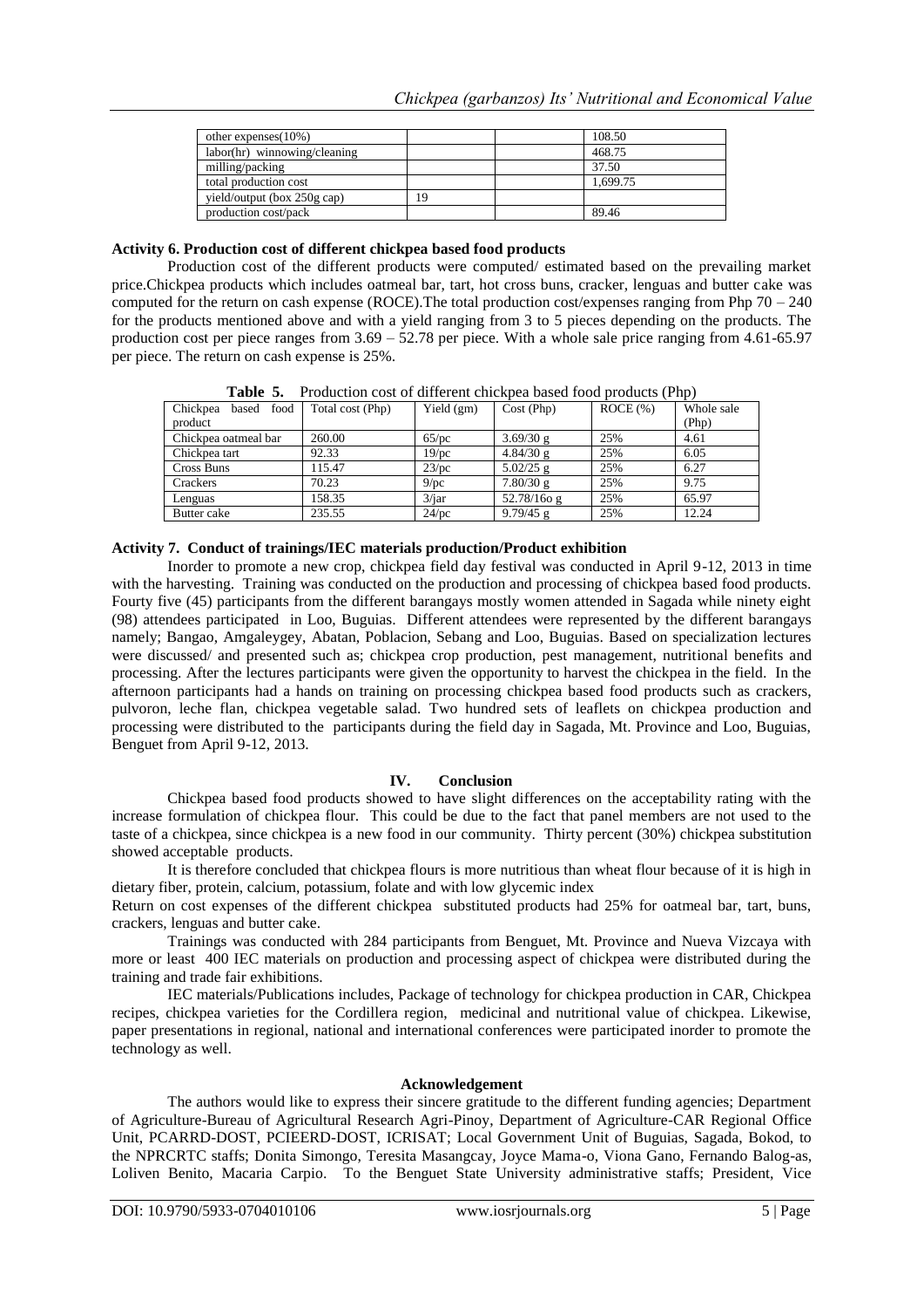| other expenses(10%) | | | 108.50 |
|---|---|---|---|
| labor(hr) winnowing/cleaning | | | 468.75 |
| milling/packing | | | 37.50 |
| total production cost | | | 1,699.75 |
| yield/output (box 250g cap) | 19 | | |
| production cost/pack | | | 89.46 |

**Activity 6. Production cost of different chickpea based food products**

Production cost of the different products were computed/ estimated based on the prevailing market price.Chickpea products which includes oatmeal bar, tart, hot cross buns, cracker, lenguas and butter cake was computed for the return on cash expense (ROCE).The total production cost/expenses ranging from Php 70 – 240 for the products mentioned above and with a yield ranging from 3 to 5 pieces depending on the products. The production cost per piece ranges from 3.69 – 52.78 per piece. With a whole sale price ranging from 4.61-65.97 per piece. The return on cash expense is 25%.

**Table 5.** Production cost of different chickpea based food products (Php)

| Chickpea based food product | Total cost (Php) | Yield (gm) | Cost (Php) | ROCE (%) | Whole sale (Php) |
|---|---|---|---|---|---|
| Chickpea oatmeal bar | 260.00 | 65/pc | 3.69/30 g | 25% | 4.61 |
| Chickpea tart | 92.33 | 19/pc | 4.84/30 g | 25% | 6.05 |
| Cross Buns | 115.47 | 23/pc | 5.02/25 g | 25% | 6.27 |
| Crackers | 70.23 | 9/pc | 7.80/30 g | 25% | 9.75 |
| Lenguas | 158.35 | 3/jar | 52.78/16o g | 25% | 65.97 |
| Butter cake | 235.55 | 24/pc | 9.79/45 g | 25% | 12.24 |

**Activity 7. Conduct of trainings/IEC materials production/Product exhibition**

Inorder to promote a new crop, chickpea field day festival was conducted in April 9-12, 2013 in time with the harvesting. Training was conducted on the production and processing of chickpea based food products. Fourty five (45) participants from the different barangays mostly women attended in Sagada while ninety eight (98) attendees participated in Loo, Buguias. Different attendees were represented by the different barangays namely; Bangao, Amgaleygey, Abatan, Poblacion, Sebang and Loo, Buguias. Based on specialization lectures were discussed/ and presented such as; chickpea crop production, pest management, nutritional benefits and processing. After the lectures participants were given the opportunity to harvest the chickpea in the field. In the afternoon participants had a hands on training on processing chickpea based food products such as crackers, pulvoron, leche flan, chickpea vegetable salad. Two hundred sets of leaflets on chickpea production and processing were distributed to the participants during the field day in Sagada, Mt. Province and Loo, Buguias, Benguet from April 9-12, 2013.

## IV. Conclusion

Chickpea based food products showed to have slight differences on the acceptability rating with the increase formulation of chickpea flour. This could be due to the fact that panel members are not used to the taste of a chickpea, since chickpea is a new food in our community. Thirty percent (30%) chickpea substitution showed acceptable products.

It is therefore concluded that chickpea flours is more nutritious than wheat flour because of it is high in dietary fiber, protein, calcium, potassium, folate and with low glycemic index

Return on cost expenses of the different chickpea substituted products had 25% for oatmeal bar, tart, buns, crackers, lenguas and butter cake.

Trainings was conducted with 284 participants from Benguet, Mt. Province and Nueva Vizcaya with more or least 400 IEC materials on production and processing aspect of chickpea were distributed during the training and trade fair exhibitions.

IEC materials/Publications includes, Package of technology for chickpea production in CAR, Chickpea recipes, chickpea varieties for the Cordillera region, medicinal and nutritional value of chickpea. Likewise, paper presentations in regional, national and international conferences were participated inorder to promote the technology as well.

## Acknowledgement

The authors would like to express their sincere gratitude to the different funding agencies; Department of Agriculture-Bureau of Agricultural Research Agri-Pinoy, Department of Agriculture-CAR Regional Office Unit, PCARRD-DOST, PCIEERD-DOST, ICRISAT; Local Government Unit of Buguias, Sagada, Bokod, to the NPRCRTC staffs; Donita Simongo, Teresita Masangcay, Joyce Mama-o, Viona Gano, Fernando Balog-as, Loliven Benito, Macaria Carpio. To the Benguet State University administrative staffs; President, Vice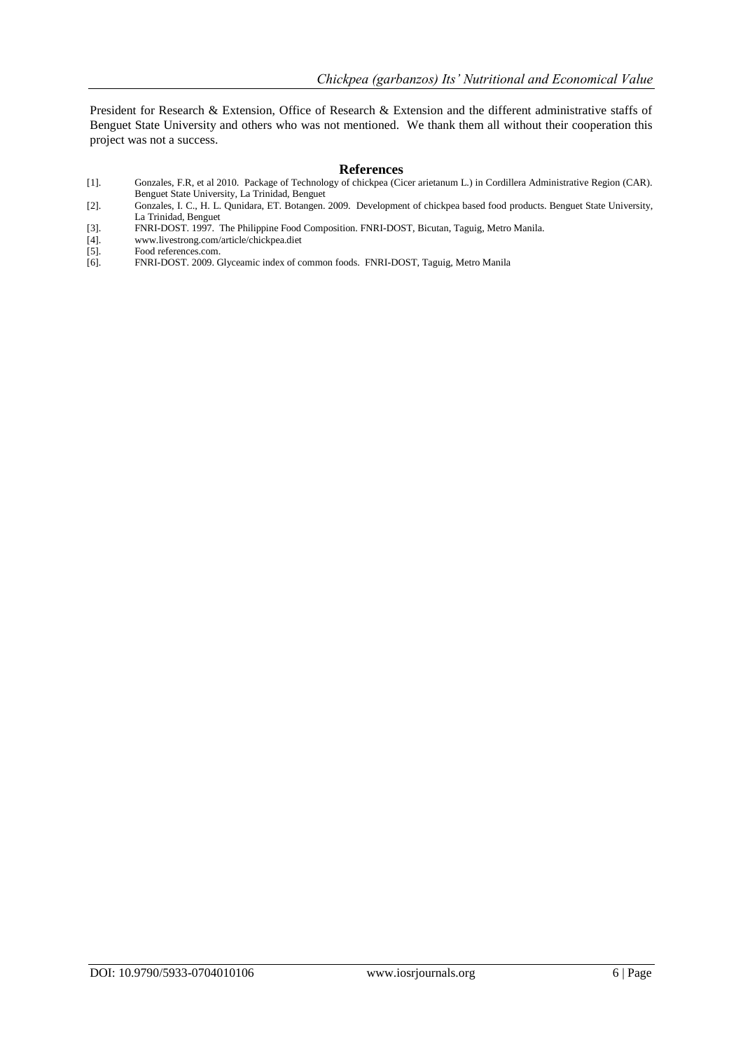President for Research & Extension, Office of Research & Extension and the different administrative staffs of Benguet State University and others who was not mentioned. We thank them all without their cooperation this project was not a success.

## References

[1]. Gonzales, F.R, et al 2010. Package of Technology of chickpea (Cicer arietanum L.) in Cordillera Administrative Region (CAR). Benguet State University, La Trinidad, Benguet

[2]. Gonzales, I. C., H. L. Qunidara, ET. Botangen. 2009. Development of chickpea based food products. Benguet State University, La Trinidad, Benguet

[3]. FNRI-DOST. 1997. The Philippine Food Composition. FNRI-DOST, Bicutan, Taguig, Metro Manila.

[4]. www.livestrong.com/article/chickpea.diet

[5]. Food references.com.

[6]. FNRI-DOST. 2009. Glyceamic index of common foods. FNRI-DOST, Taguig, Metro Manila